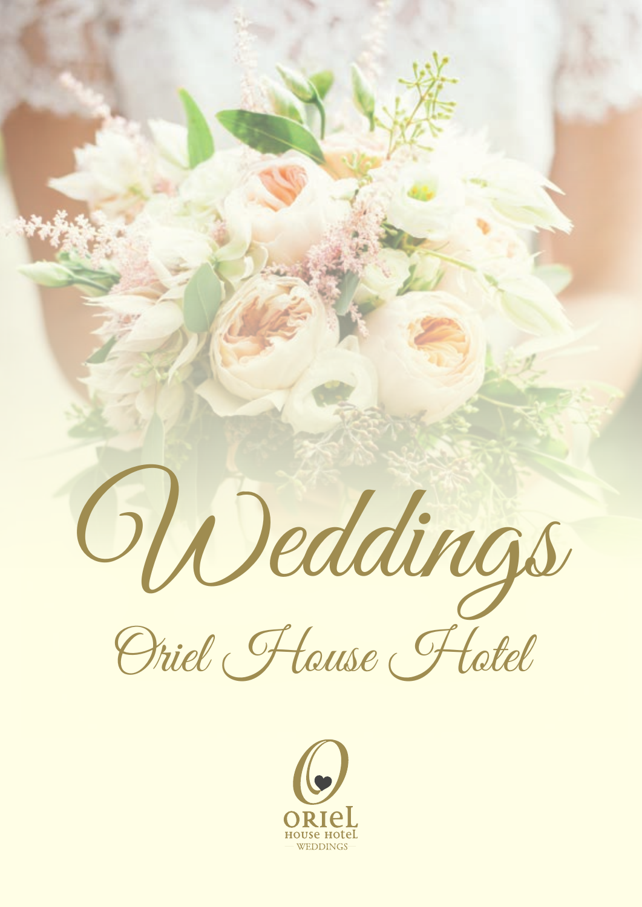# Weddings

## Oriel House Hotel

ORIEL
HOUSE HOTEL
WEDDINGS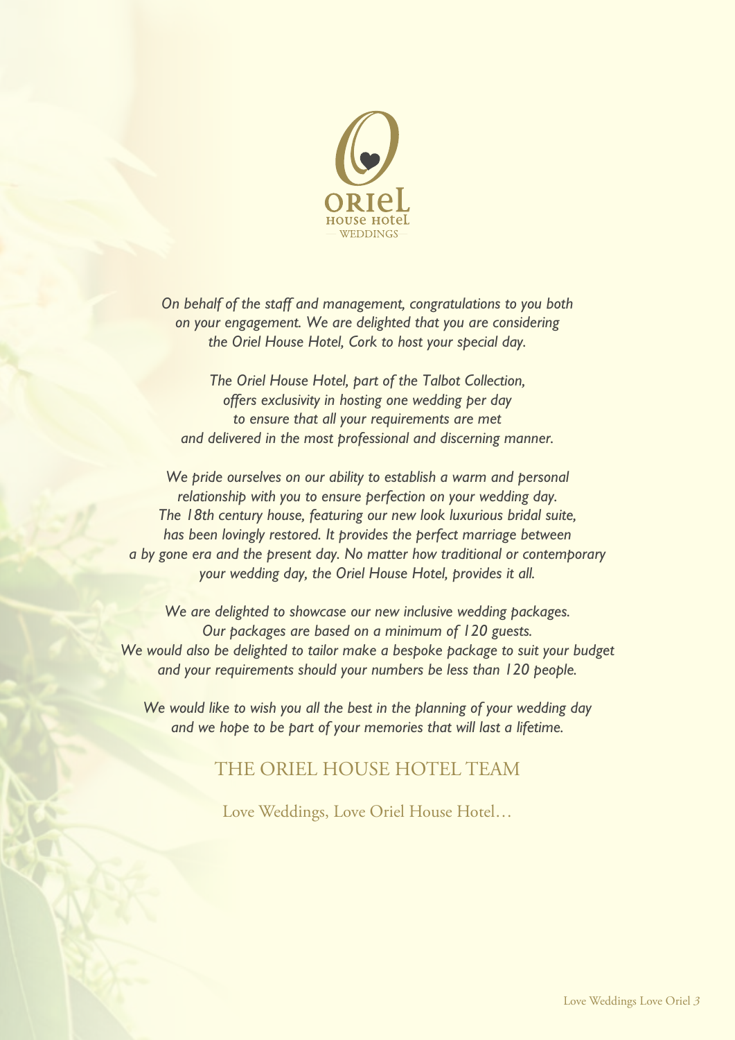ORIEL HOUSE HOTEL
WEDDINGS

*On behalf of the staff and management, congratulations to you both on your engagement. We are delighted that you are considering the Oriel House Hotel, Cork to host your special day.*

*The Oriel House Hotel, part of the Talbot Collection, offers exclusivity in hosting one wedding per day to ensure that all your requirements are met and delivered in the most professional and discerning manner.*

*We pride ourselves on our ability to establish a warm and personal relationship with you to ensure perfection on your wedding day. The 18th century house, featuring our new look luxurious bridal suite, has been lovingly restored. It provides the perfect marriage between a by gone era and the present day. No matter how traditional or contemporary your wedding day, the Oriel House Hotel, provides it all.*

*We are delighted to showcase our new inclusive wedding packages. Our packages are based on a minimum of 120 guests. We would also be delighted to tailor make a bespoke package to suit your budget and your requirements should your numbers be less than 120 people.*

*We would like to wish you all the best in the planning of your wedding day and we hope to be part of your memories that will last a lifetime.*

## THE ORIEL HOUSE HOTEL TEAM

Love Weddings, Love Oriel House Hotel…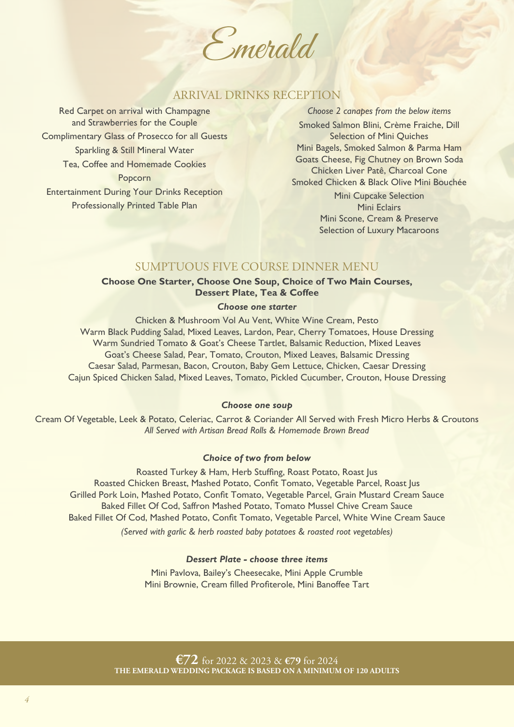# Emerald

## ARRIVAL DRINKS RECEPTION

Red Carpet on arrival with Champagne and Strawberries for the Couple
Complimentary Glass of Prosecco for all Guests
Sparkling & Still Mineral Water
Tea, Coffee and Homemade Cookies
Popcorn
Entertainment During Your Drinks Reception
Professionally Printed Table Plan

*Choose 2 canapes from the below items*

Smoked Salmon Blini, Crème Fraiche, Dill
Selection of Mini Quiches
Mini Bagels, Smoked Salmon & Parma Ham
Goats Cheese, Fig Chutney on Brown Soda
Chicken Liver Patê, Charcoal Cone
Smoked Chicken & Black Olive Mini Bouchée
Mini Cupcake Selection
Mini Eclairs
Mini Scone, Cream & Preserve
Selection of Luxury Macaroons

## SUMPTUOUS FIVE COURSE DINNER MENU

**Choose One Starter, Choose One Soup, Choice of Two Main Courses, Dessert Plate, Tea & Coffee**

***Choose one starter***

Chicken & Mushroom Vol Au Vent, White Wine Cream, Pesto
Warm Black Pudding Salad, Mixed Leaves, Lardon, Pear, Cherry Tomatoes, House Dressing
Warm Sundried Tomato & Goat's Cheese Tartlet, Balsamic Reduction, Mixed Leaves
Goat's Cheese Salad, Pear, Tomato, Crouton, Mixed Leaves, Balsamic Dressing
Caesar Salad, Parmesan, Bacon, Crouton, Baby Gem Lettuce, Chicken, Caesar Dressing
Cajun Spiced Chicken Salad, Mixed Leaves, Tomato, Pickled Cucumber, Crouton, House Dressing

***Choose one soup***

Cream Of Vegetable, Leek & Potato, Celeriac, Carrot & Coriander All Served with Fresh Micro Herbs & Croutons
*All Served with Artisan Bread Rolls & Homemade Brown Bread*

***Choice of two from below***

Roasted Turkey & Ham, Herb Stuffing, Roast Potato, Roast Jus
Roasted Chicken Breast, Mashed Potato, Confit Tomato, Vegetable Parcel, Roast Jus
Grilled Pork Loin, Mashed Potato, Confit Tomato, Vegetable Parcel, Grain Mustard Cream Sauce
Baked Fillet Of Cod, Saffron Mashed Potato, Tomato Mussel Chive Cream Sauce
Baked Fillet Of Cod, Mashed Potato, Confit Tomato, Vegetable Parcel, White Wine Cream Sauce
*(Served with garlic & herb roasted baby potatoes & roasted root vegetables)*

***Dessert Plate - choose three items***

Mini Pavlova, Bailey's Cheesecake, Mini Apple Crumble
Mini Brownie, Cream filled Profiterole, Mini Banoffee Tart

**€72** for 2022 & 2023 & **€79** for 2024
**THE EMERALD WEDDING PACKAGE IS BASED ON A MINIMUM OF 120 ADULTS**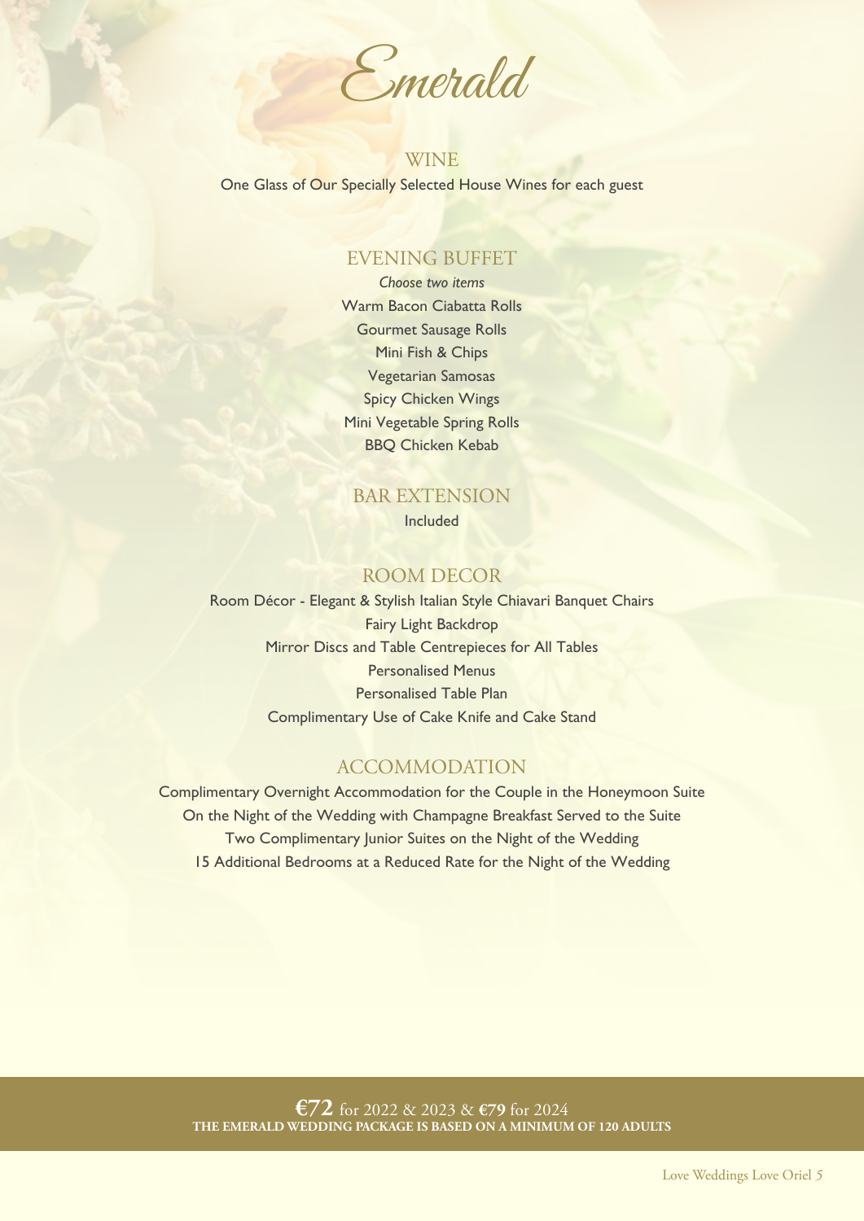# Emerald

## WINE

One Glass of Our Specially Selected House Wines for each guest

## EVENING BUFFET

*Choose two items*

Warm Bacon Ciabatta Rolls
Gourmet Sausage Rolls
Mini Fish & Chips
Vegetarian Samosas
Spicy Chicken Wings
Mini Vegetable Spring Rolls
BBQ Chicken Kebab

## BAR EXTENSION

Included

## ROOM DECOR

Room Décor - Elegant & Stylish Italian Style Chiavari Banquet Chairs
Fairy Light Backdrop
Mirror Discs and Table Centrepieces for All Tables
Personalised Menus
Personalised Table Plan
Complimentary Use of Cake Knife and Cake Stand

## ACCOMMODATION

Complimentary Overnight Accommodation for the Couple in the Honeymoon Suite
On the Night of the Wedding with Champagne Breakfast Served to the Suite
Two Complimentary Junior Suites on the Night of the Wedding
15 Additional Bedrooms at a Reduced Rate for the Night of the Wedding

**€72** for 2022 & 2023 & **€79** for 2024
**THE EMERALD WEDDING PACKAGE IS BASED ON A MINIMUM OF 120 ADULTS**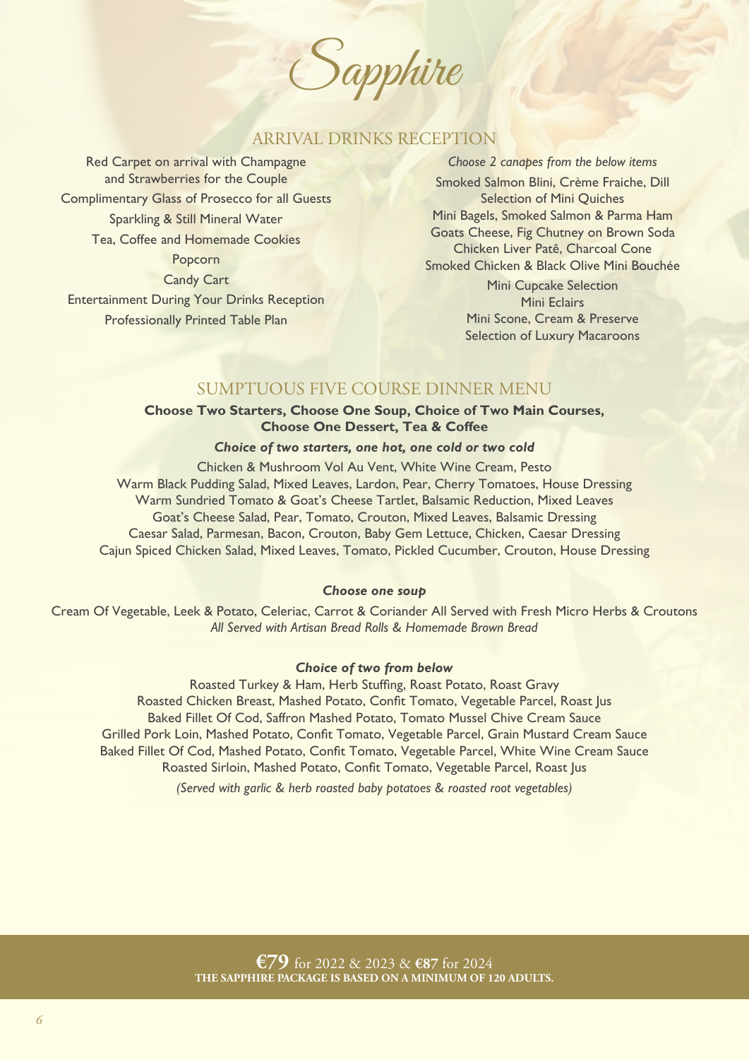# Sapphire

## ARRIVAL DRINKS RECEPTION

Red Carpet on arrival with Champagne and Strawberries for the Couple
Complimentary Glass of Prosecco for all Guests
Sparkling & Still Mineral Water
Tea, Coffee and Homemade Cookies
Popcorn
Candy Cart
Entertainment During Your Drinks Reception
Professionally Printed Table Plan

*Choose 2 canapes from the below items*

Smoked Salmon Blini, Crème Fraiche, Dill
Selection of Mini Quiches
Mini Bagels, Smoked Salmon & Parma Ham
Goats Cheese, Fig Chutney on Brown Soda
Chicken Liver Patê, Charcoal Cone
Smoked Chicken & Black Olive Mini Bouchée
Mini Cupcake Selection
Mini Eclairs
Mini Scone, Cream & Preserve
Selection of Luxury Macaroons

## SUMPTUOUS FIVE COURSE DINNER MENU

**Choose Two Starters, Choose One Soup, Choice of Two Main Courses, Choose One Dessert, Tea & Coffee**

***Choice of two starters, one hot, one cold or two cold***

Chicken & Mushroom Vol Au Vent, White Wine Cream, Pesto
Warm Black Pudding Salad, Mixed Leaves, Lardon, Pear, Cherry Tomatoes, House Dressing
Warm Sundried Tomato & Goat's Cheese Tartlet, Balsamic Reduction, Mixed Leaves
Goat's Cheese Salad, Pear, Tomato, Crouton, Mixed Leaves, Balsamic Dressing
Caesar Salad, Parmesan, Bacon, Crouton, Baby Gem Lettuce, Chicken, Caesar Dressing
Cajun Spiced Chicken Salad, Mixed Leaves, Tomato, Pickled Cucumber, Crouton, House Dressing

***Choose one soup***

Cream Of Vegetable, Leek & Potato, Celeriac, Carrot & Coriander All Served with Fresh Micro Herbs & Croutons
*All Served with Artisan Bread Rolls & Homemade Brown Bread*

***Choice of two from below***

Roasted Turkey & Ham, Herb Stuffing, Roast Potato, Roast Gravy
Roasted Chicken Breast, Mashed Potato, Confit Tomato, Vegetable Parcel, Roast Jus
Baked Fillet Of Cod, Saffron Mashed Potato, Tomato Mussel Chive Cream Sauce
Grilled Pork Loin, Mashed Potato, Confit Tomato, Vegetable Parcel, Grain Mustard Cream Sauce
Baked Fillet Of Cod, Mashed Potato, Confit Tomato, Vegetable Parcel, White Wine Cream Sauce
Roasted Sirloin, Mashed Potato, Confit Tomato, Vegetable Parcel, Roast Jus

*(Served with garlic & herb roasted baby potatoes & roasted root vegetables)*

**€79** for 2022 & 2023 & **€87** for 2024
**THE SAPPHIRE PACKAGE IS BASED ON A MINIMUM OF 120 ADULTS.**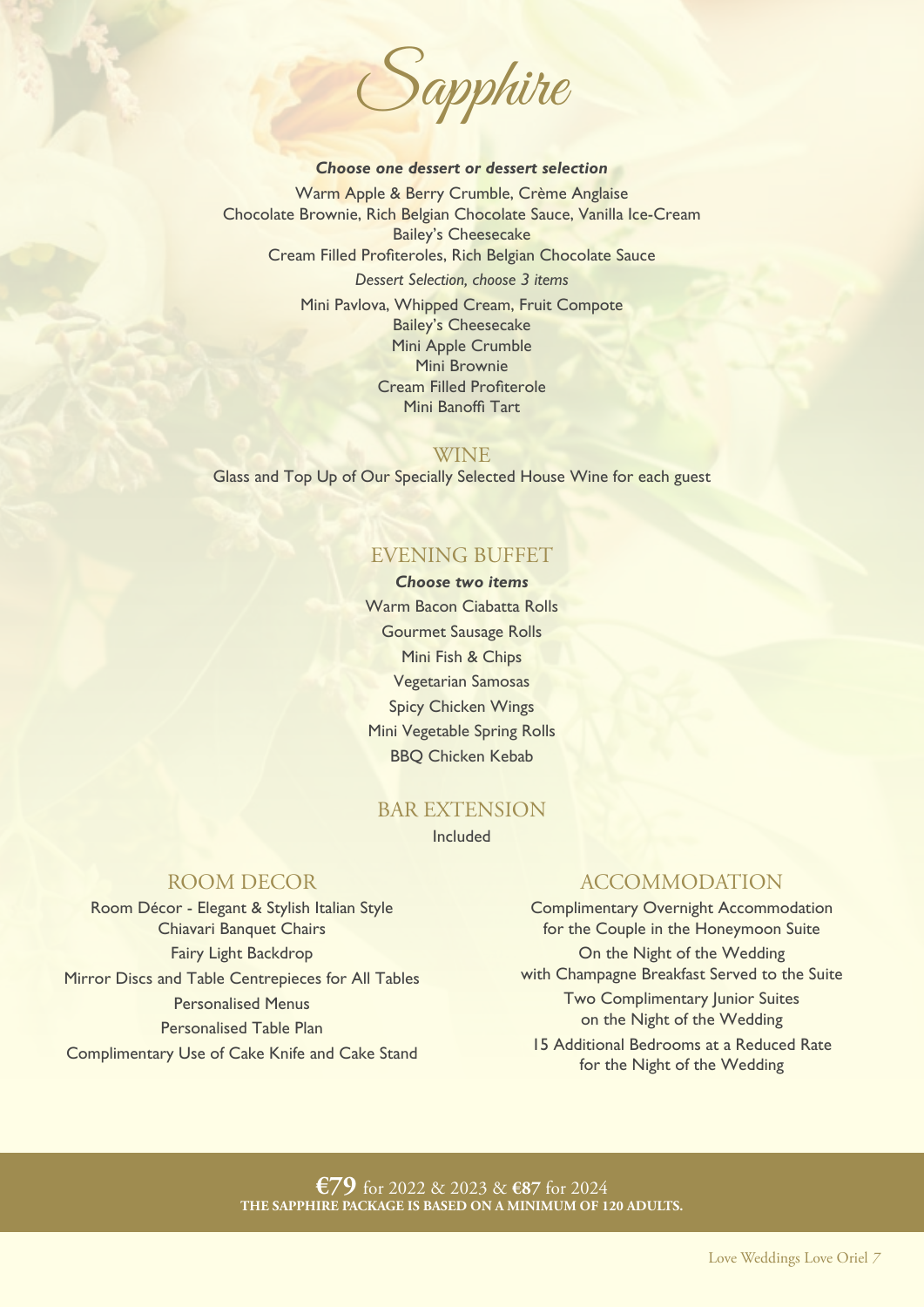# Sapphire

***Choose one dessert or dessert selection***

Warm Apple & Berry Crumble, Crème Anglaise
Chocolate Brownie, Rich Belgian Chocolate Sauce, Vanilla Ice-Cream
Bailey's Cheesecake
Cream Filled Profiteroles, Rich Belgian Chocolate Sauce

*Dessert Selection, choose 3 items*

Mini Pavlova, Whipped Cream, Fruit Compote
Bailey's Cheesecake
Mini Apple Crumble
Mini Brownie
Cream Filled Profiterole
Mini Banoffi Tart

## WINE

Glass and Top Up of Our Specially Selected House Wine for each guest

## EVENING BUFFET

***Choose two items***

Warm Bacon Ciabatta Rolls
Gourmet Sausage Rolls
Mini Fish & Chips
Vegetarian Samosas
Spicy Chicken Wings
Mini Vegetable Spring Rolls
BBQ Chicken Kebab

## BAR EXTENSION

Included

## ROOM DECOR

Room Décor - Elegant & Stylish Italian Style
Chiavari Banquet Chairs
Fairy Light Backdrop
Mirror Discs and Table Centrepieces for All Tables
Personalised Menus
Personalised Table Plan
Complimentary Use of Cake Knife and Cake Stand

## ACCOMMODATION

Complimentary Overnight Accommodation for the Couple in the Honeymoon Suite
On the Night of the Wedding with Champagne Breakfast Served to the Suite
Two Complimentary Junior Suites on the Night of the Wedding
15 Additional Bedrooms at a Reduced Rate for the Night of the Wedding

**€79** for 2022 & 2023 & **€87** for 2024
**THE SAPPHIRE PACKAGE IS BASED ON A MINIMUM OF 120 ADULTS.**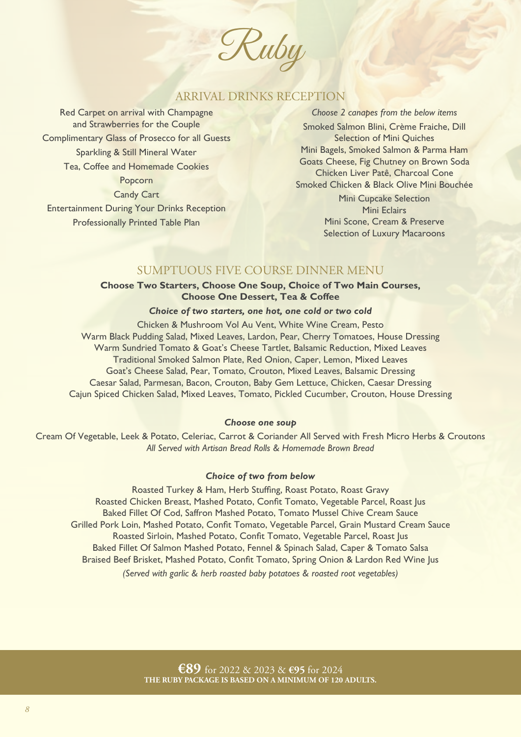# Ruby

## ARRIVAL DRINKS RECEPTION

Red Carpet on arrival with Champagne and Strawberries for the Couple
Complimentary Glass of Prosecco for all Guests
Sparkling & Still Mineral Water
Tea, Coffee and Homemade Cookies
Popcorn
Candy Cart
Entertainment During Your Drinks Reception
Professionally Printed Table Plan

*Choose 2 canapes from the below items*

Smoked Salmon Blini, Crème Fraiche, Dill
Selection of Mini Quiches
Mini Bagels, Smoked Salmon & Parma Ham
Goats Cheese, Fig Chutney on Brown Soda
Chicken Liver Patê, Charcoal Cone
Smoked Chicken & Black Olive Mini Bouchée
Mini Cupcake Selection
Mini Eclairs
Mini Scone, Cream & Preserve
Selection of Luxury Macaroons

## SUMPTUOUS FIVE COURSE DINNER MENU

**Choose Two Starters, Choose One Soup, Choice of Two Main Courses, Choose One Dessert, Tea & Coffee**

***Choice of two starters, one hot, one cold or two cold***

Chicken & Mushroom Vol Au Vent, White Wine Cream, Pesto
Warm Black Pudding Salad, Mixed Leaves, Lardon, Pear, Cherry Tomatoes, House Dressing
Warm Sundried Tomato & Goat's Cheese Tartlet, Balsamic Reduction, Mixed Leaves
Traditional Smoked Salmon Plate, Red Onion, Caper, Lemon, Mixed Leaves
Goat's Cheese Salad, Pear, Tomato, Crouton, Mixed Leaves, Balsamic Dressing
Caesar Salad, Parmesan, Bacon, Crouton, Baby Gem Lettuce, Chicken, Caesar Dressing
Cajun Spiced Chicken Salad, Mixed Leaves, Tomato, Pickled Cucumber, Crouton, House Dressing

***Choose one soup***

Cream Of Vegetable, Leek & Potato, Celeriac, Carrot & Coriander All Served with Fresh Micro Herbs & Croutons
*All Served with Artisan Bread Rolls & Homemade Brown Bread*

***Choice of two from below***

Roasted Turkey & Ham, Herb Stuffing, Roast Potato, Roast Gravy
Roasted Chicken Breast, Mashed Potato, Confit Tomato, Vegetable Parcel, Roast Jus
Baked Fillet Of Cod, Saffron Mashed Potato, Tomato Mussel Chive Cream Sauce
Grilled Pork Loin, Mashed Potato, Confit Tomato, Vegetable Parcel, Grain Mustard Cream Sauce
Roasted Sirloin, Mashed Potato, Confit Tomato, Vegetable Parcel, Roast Jus
Baked Fillet Of Salmon Mashed Potato, Fennel & Spinach Salad, Caper & Tomato Salsa
Braised Beef Brisket, Mashed Potato, Confit Tomato, Spring Onion & Lardon Red Wine Jus
*(Served with garlic & herb roasted baby potatoes & roasted root vegetables)*

**€89** for 2022 & 2023 & **€95** for 2024
**THE RUBY PACKAGE IS BASED ON A MINIMUM OF 120 ADULTS.**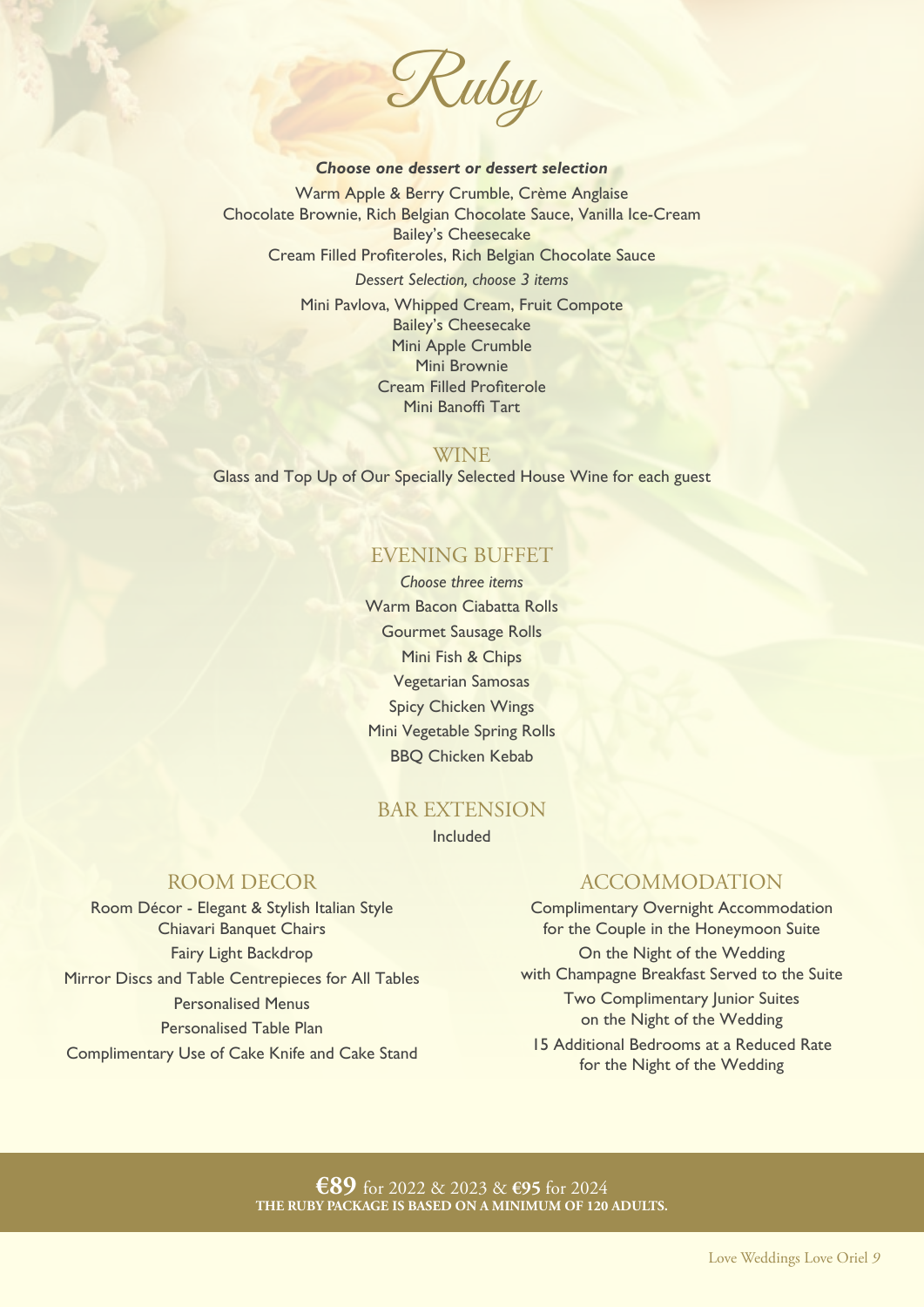# Ruby

***Choose one dessert or dessert selection***

Warm Apple & Berry Crumble, Crème Anglaise
Chocolate Brownie, Rich Belgian Chocolate Sauce, Vanilla Ice-Cream
Bailey's Cheesecake
Cream Filled Profiteroles, Rich Belgian Chocolate Sauce

*Dessert Selection, choose 3 items*

Mini Pavlova, Whipped Cream, Fruit Compote
Bailey's Cheesecake
Mini Apple Crumble
Mini Brownie
Cream Filled Profiterole
Mini Banoffi Tart

## WINE

Glass and Top Up of Our Specially Selected House Wine for each guest

## EVENING BUFFET

*Choose three items*

Warm Bacon Ciabatta Rolls
Gourmet Sausage Rolls
Mini Fish & Chips
Vegetarian Samosas
Spicy Chicken Wings
Mini Vegetable Spring Rolls
BBQ Chicken Kebab

## BAR EXTENSION

Included

## ROOM DECOR

Room Décor - Elegant & Stylish Italian Style
Chiavari Banquet Chairs
Fairy Light Backdrop
Mirror Discs and Table Centrepieces for All Tables
Personalised Menus
Personalised Table Plan
Complimentary Use of Cake Knife and Cake Stand

## ACCOMMODATION

Complimentary Overnight Accommodation for the Couple in the Honeymoon Suite
On the Night of the Wedding with Champagne Breakfast Served to the Suite
Two Complimentary Junior Suites on the Night of the Wedding
15 Additional Bedrooms at a Reduced Rate for the Night of the Wedding

**€89** for 2022 & 2023 & **€95** for 2024
**THE RUBY PACKAGE IS BASED ON A MINIMUM OF 120 ADULTS.**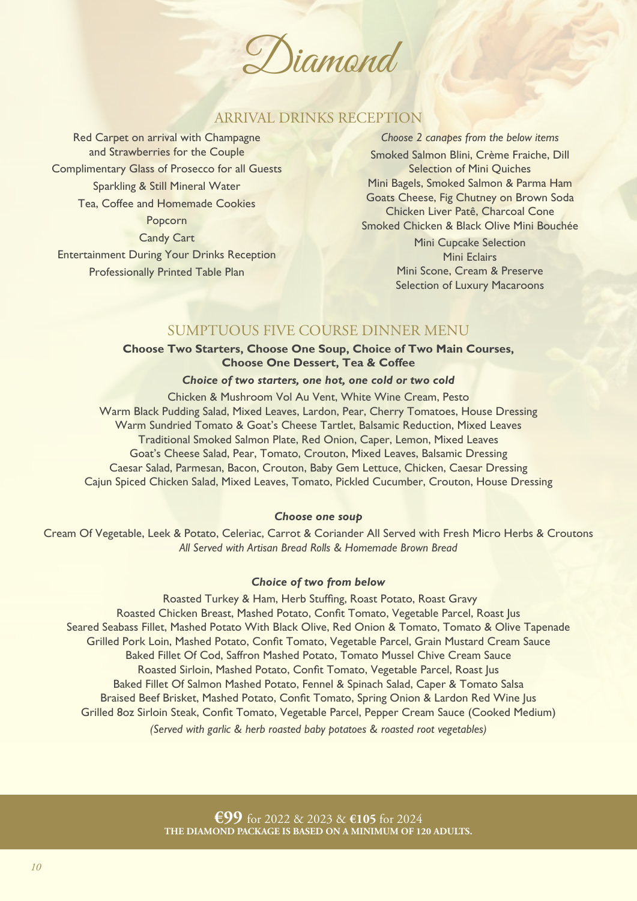# Diamond

## ARRIVAL DRINKS RECEPTION

Red Carpet on arrival with Champagne and Strawberries for the Couple

Complimentary Glass of Prosecco for all Guests

Sparkling & Still Mineral Water

Tea, Coffee and Homemade Cookies

Popcorn

Candy Cart

Entertainment During Your Drinks Reception

Professionally Printed Table Plan

*Choose 2 canapes from the below items*

Smoked Salmon Blini, Crème Fraiche, Dill

Selection of Mini Quiches

Mini Bagels, Smoked Salmon & Parma Ham

Goats Cheese, Fig Chutney on Brown Soda

Chicken Liver Patê, Charcoal Cone

Smoked Chicken & Black Olive Mini Bouchée

Mini Cupcake Selection

Mini Eclairs

Mini Scone, Cream & Preserve

Selection of Luxury Macaroons

## SUMPTUOUS FIVE COURSE DINNER MENU

**Choose Two Starters, Choose One Soup, Choice of Two Main Courses, Choose One Dessert, Tea & Coffee**

***Choice of two starters, one hot, one cold or two cold***

Chicken & Mushroom Vol Au Vent, White Wine Cream, Pesto

Warm Black Pudding Salad, Mixed Leaves, Lardon, Pear, Cherry Tomatoes, House Dressing

Warm Sundried Tomato & Goat's Cheese Tartlet, Balsamic Reduction, Mixed Leaves

Traditional Smoked Salmon Plate, Red Onion, Caper, Lemon, Mixed Leaves

Goat's Cheese Salad, Pear, Tomato, Crouton, Mixed Leaves, Balsamic Dressing

Caesar Salad, Parmesan, Bacon, Crouton, Baby Gem Lettuce, Chicken, Caesar Dressing

Cajun Spiced Chicken Salad, Mixed Leaves, Tomato, Pickled Cucumber, Crouton, House Dressing

***Choose one soup***

Cream Of Vegetable, Leek & Potato, Celeriac, Carrot & Coriander All Served with Fresh Micro Herbs & Croutons

*All Served with Artisan Bread Rolls & Homemade Brown Bread*

***Choice of two from below***

Roasted Turkey & Ham, Herb Stuffing, Roast Potato, Roast Gravy

Roasted Chicken Breast, Mashed Potato, Confit Tomato, Vegetable Parcel, Roast Jus

Seared Seabass Fillet, Mashed Potato With Black Olive, Red Onion & Tomato, Tomato & Olive Tapenade

Grilled Pork Loin, Mashed Potato, Confit Tomato, Vegetable Parcel, Grain Mustard Cream Sauce

Baked Fillet Of Cod, Saffron Mashed Potato, Tomato Mussel Chive Cream Sauce

Roasted Sirloin, Mashed Potato, Confit Tomato, Vegetable Parcel, Roast Jus

Baked Fillet Of Salmon Mashed Potato, Fennel & Spinach Salad, Caper & Tomato Salsa

Braised Beef Brisket, Mashed Potato, Confit Tomato, Spring Onion & Lardon Red Wine Jus

Grilled 8oz Sirloin Steak, Confit Tomato, Vegetable Parcel, Pepper Cream Sauce (Cooked Medium)

*(Served with garlic & herb roasted baby potatoes & roasted root vegetables)*

**€99** for 2022 & 2023 & **€105** for 2024

**THE DIAMOND PACKAGE IS BASED ON A MINIMUM OF 120 ADULTS.**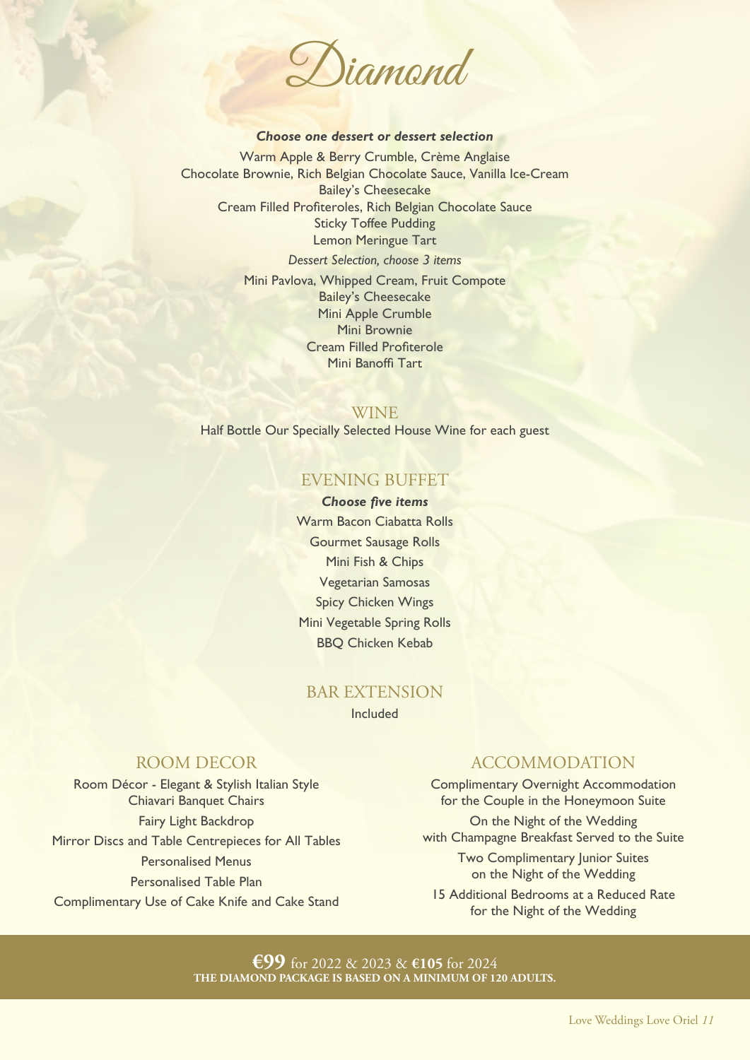# Diamond

***Choose one dessert or dessert selection***

Warm Apple & Berry Crumble, Crème Anglaise
Chocolate Brownie, Rich Belgian Chocolate Sauce, Vanilla Ice-Cream
Bailey's Cheesecake
Cream Filled Profiteroles, Rich Belgian Chocolate Sauce
Sticky Toffee Pudding
Lemon Meringue Tart

*Dessert Selection, choose 3 items*

Mini Pavlova, Whipped Cream, Fruit Compote
Bailey's Cheesecake
Mini Apple Crumble
Mini Brownie
Cream Filled Profiterole
Mini Banoffi Tart

## WINE

Half Bottle Our Specially Selected House Wine for each guest

## EVENING BUFFET

***Choose five items***

Warm Bacon Ciabatta Rolls
Gourmet Sausage Rolls
Mini Fish & Chips
Vegetarian Samosas
Spicy Chicken Wings
Mini Vegetable Spring Rolls
BBQ Chicken Kebab

## BAR EXTENSION

Included

## ROOM DECOR

Room Décor - Elegant & Stylish Italian Style Chiavari Banquet Chairs
Fairy Light Backdrop
Mirror Discs and Table Centrepieces for All Tables
Personalised Menus
Personalised Table Plan
Complimentary Use of Cake Knife and Cake Stand

## ACCOMMODATION

Complimentary Overnight Accommodation for the Couple in the Honeymoon Suite
On the Night of the Wedding with Champagne Breakfast Served to the Suite
Two Complimentary Junior Suites on the Night of the Wedding
15 Additional Bedrooms at a Reduced Rate for the Night of the Wedding

**€99** for 2022 & 2023 & **€105** for 2024
**THE DIAMOND PACKAGE IS BASED ON A MINIMUM OF 120 ADULTS.**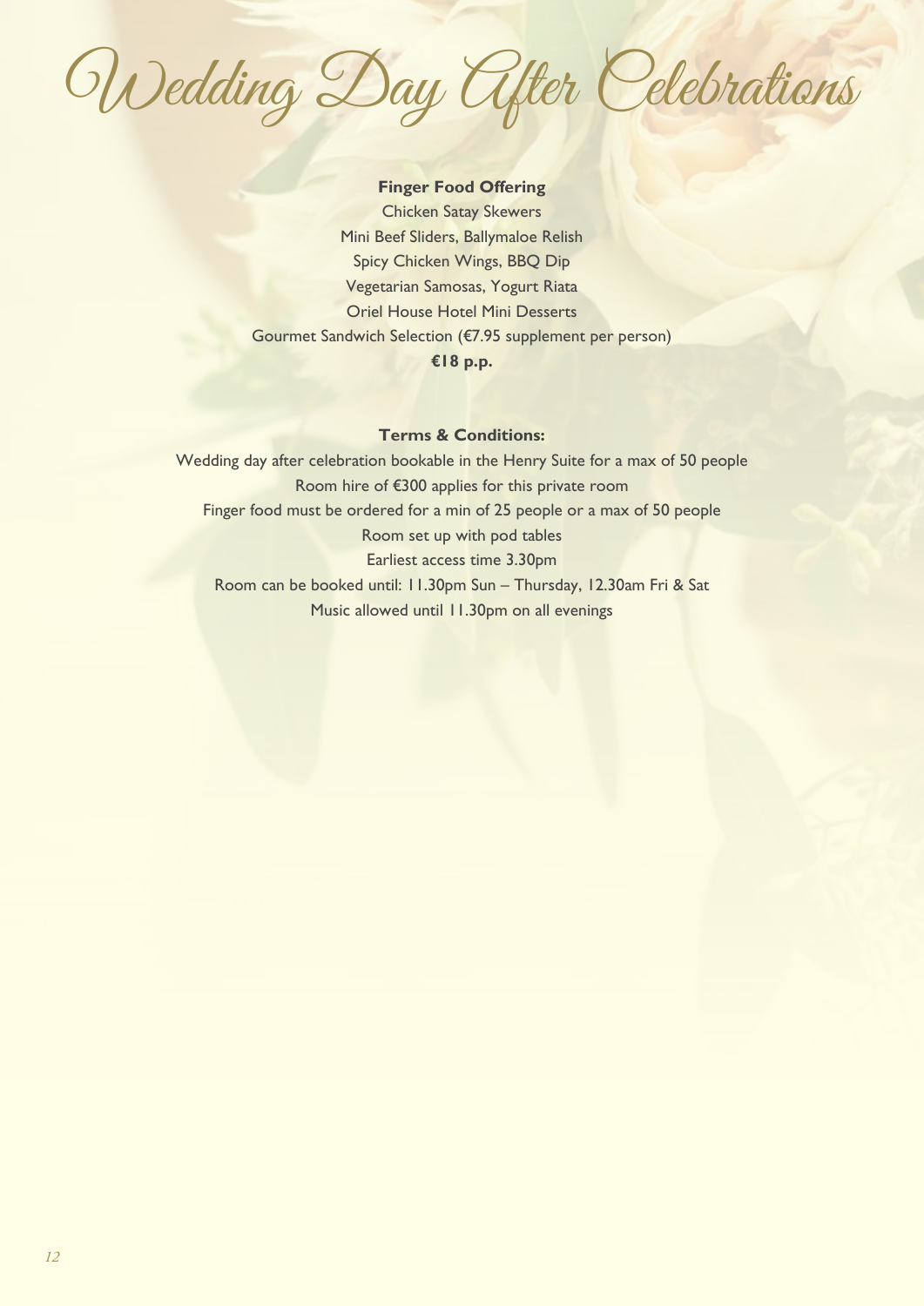# Wedding Day After Celebrations

**Finger Food Offering**

Chicken Satay Skewers

Mini Beef Sliders, Ballymaloe Relish

Spicy Chicken Wings, BBQ Dip

Vegetarian Samosas, Yogurt Riata

Oriel House Hotel Mini Desserts

Gourmet Sandwich Selection (€7.95 supplement per person)

**€18 p.p.**

**Terms & Conditions:**

Wedding day after celebration bookable in the Henry Suite for a max of 50 people

Room hire of €300 applies for this private room

Finger food must be ordered for a min of 25 people or a max of 50 people

Room set up with pod tables

Earliest access time 3.30pm

Room can be booked until: 11.30pm Sun – Thursday, 12.30am Fri & Sat

Music allowed until 11.30pm on all evenings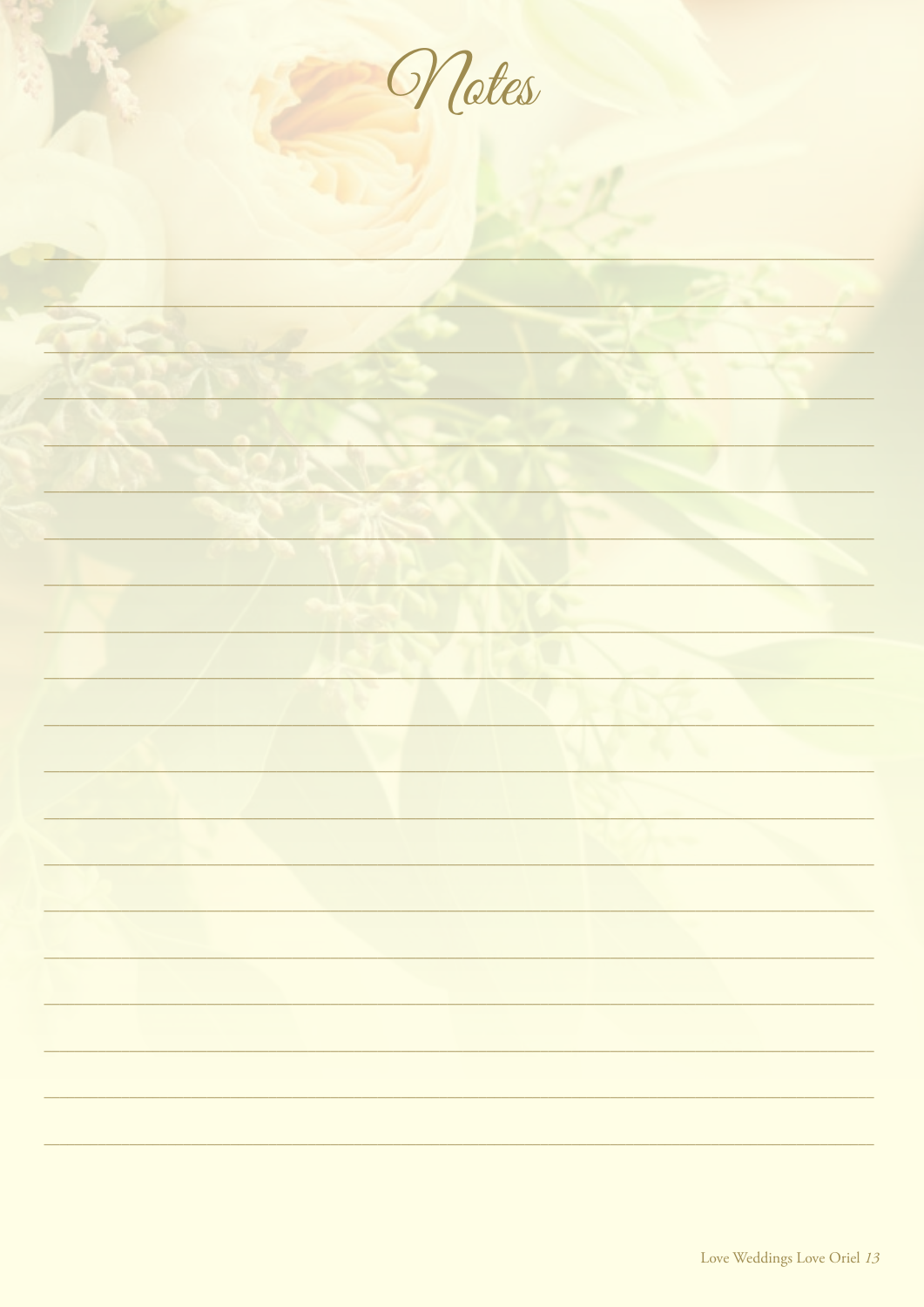# Notes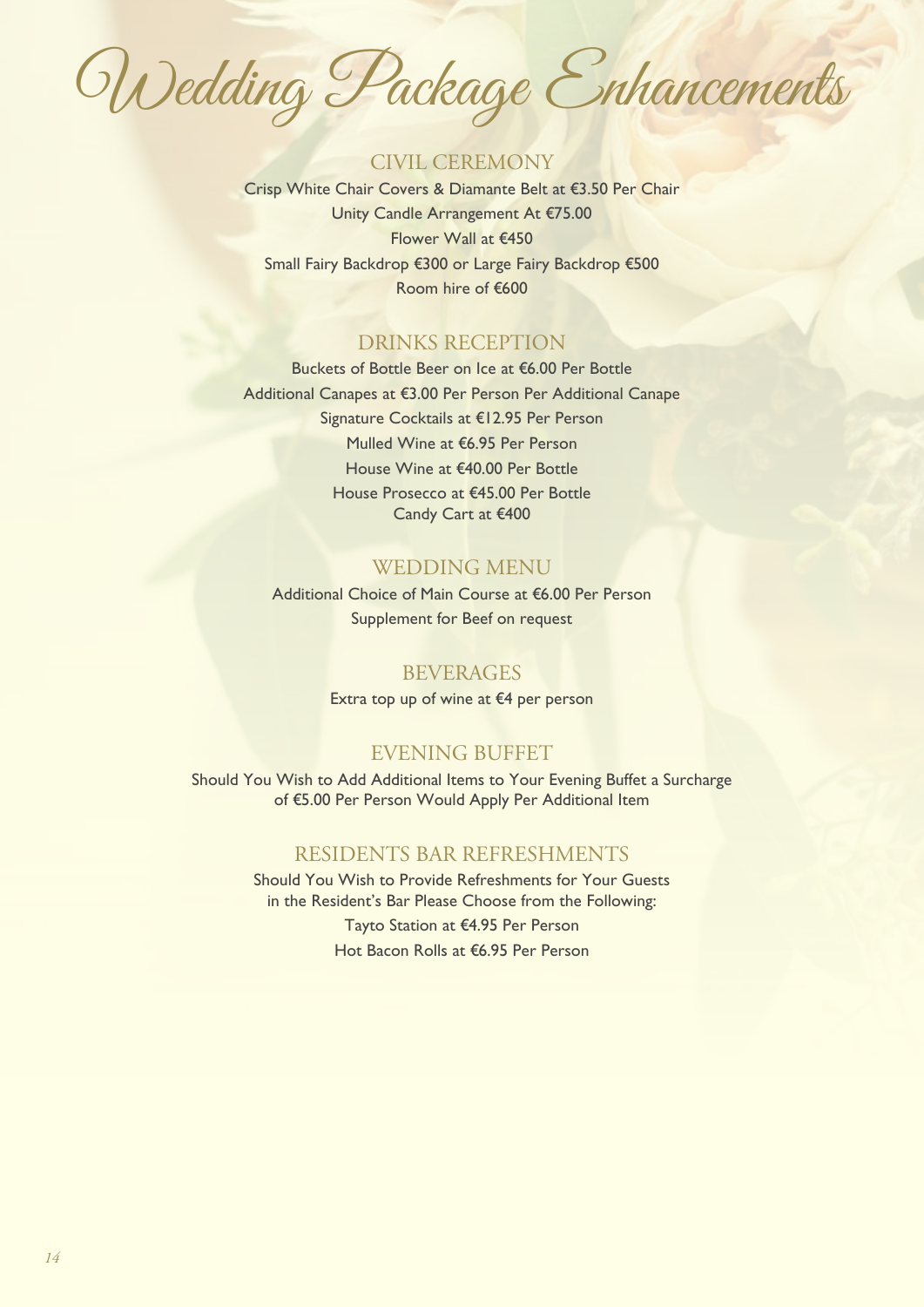# Wedding Package Enhancements

## CIVIL CEREMONY

Crisp White Chair Covers & Diamante Belt at €3.50 Per Chair
Unity Candle Arrangement At €75.00
Flower Wall at €450
Small Fairy Backdrop €300 or Large Fairy Backdrop €500
Room hire of €600

## DRINKS RECEPTION

Buckets of Bottle Beer on Ice at €6.00 Per Bottle
Additional Canapes at €3.00 Per Person Per Additional Canape
Signature Cocktails at €12.95 Per Person
Mulled Wine at €6.95 Per Person
House Wine at €40.00 Per Bottle
House Prosecco at €45.00 Per Bottle
Candy Cart at €400

## WEDDING MENU

Additional Choice of Main Course at €6.00 Per Person
Supplement for Beef on request

## BEVERAGES

Extra top up of wine at €4 per person

## EVENING BUFFET

Should You Wish to Add Additional Items to Your Evening Buffet a Surcharge of €5.00 Per Person Would Apply Per Additional Item

## RESIDENTS BAR REFRESHMENTS

Should You Wish to Provide Refreshments for Your Guests in the Resident's Bar Please Choose from the Following:
Tayto Station at €4.95 Per Person
Hot Bacon Rolls at €6.95 Per Person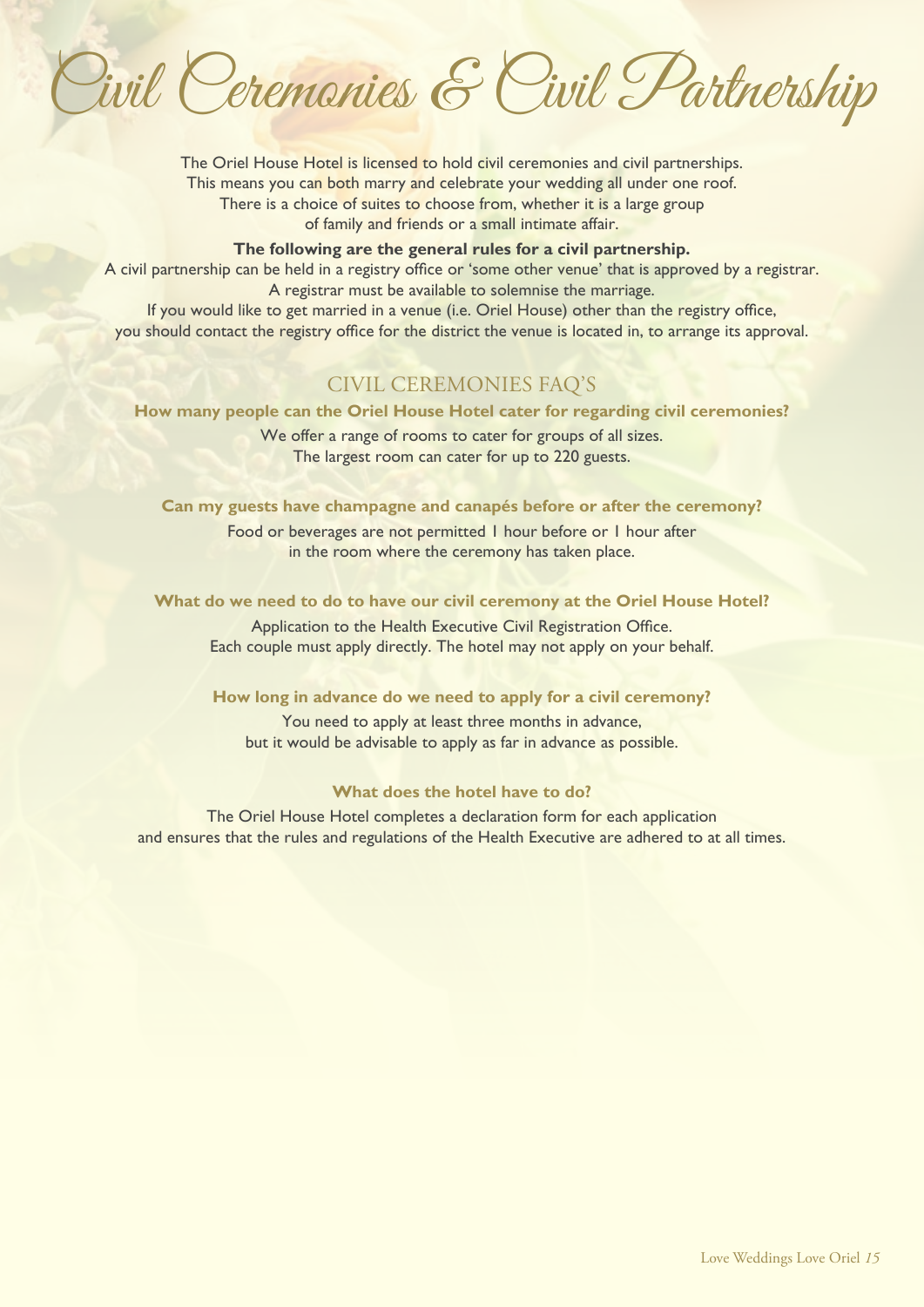# Civil Ceremonies & Civil Partnership

The Oriel House Hotel is licensed to hold civil ceremonies and civil partnerships. This means you can both marry and celebrate your wedding all under one roof. There is a choice of suites to choose from, whether it is a large group of family and friends or a small intimate affair.

**The following are the general rules for a civil partnership.**

A civil partnership can be held in a registry office or 'some other venue' that is approved by a registrar. A registrar must be available to solemnise the marriage.

If you would like to get married in a venue (i.e. Oriel House) other than the registry office, you should contact the registry office for the district the venue is located in, to arrange its approval.

## CIVIL CEREMONIES FAQ'S

**How many people can the Oriel House Hotel cater for regarding civil ceremonies?**

We offer a range of rooms to cater for groups of all sizes. The largest room can cater for up to 220 guests.

**Can my guests have champagne and canapés before or after the ceremony?**

Food or beverages are not permitted 1 hour before or 1 hour after in the room where the ceremony has taken place.

**What do we need to do to have our civil ceremony at the Oriel House Hotel?**

Application to the Health Executive Civil Registration Office. Each couple must apply directly. The hotel may not apply on your behalf.

**How long in advance do we need to apply for a civil ceremony?**

You need to apply at least three months in advance, but it would be advisable to apply as far in advance as possible.

**What does the hotel have to do?**

The Oriel House Hotel completes a declaration form for each application and ensures that the rules and regulations of the Health Executive are adhered to at all times.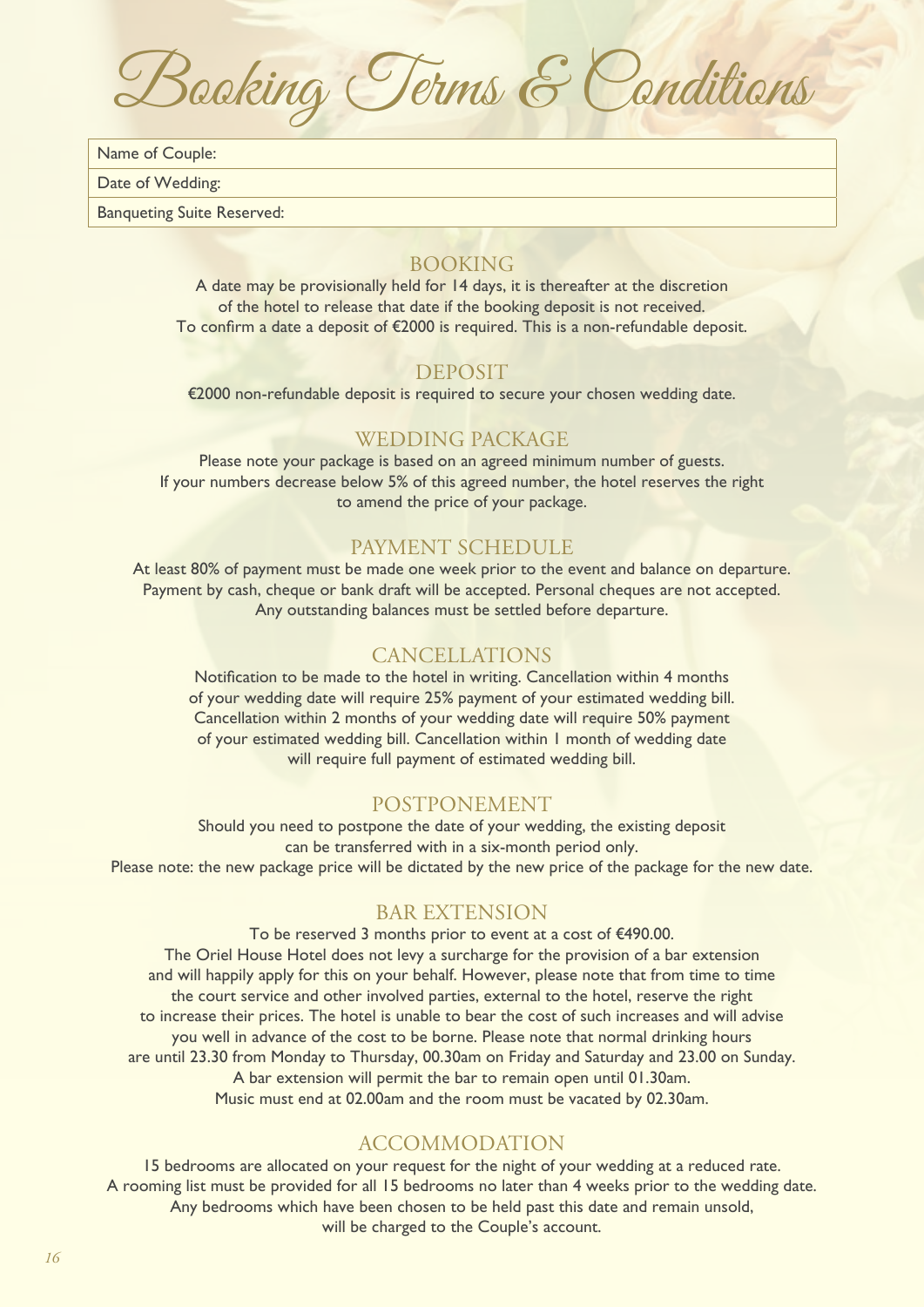# Booking Terms & Conditions

| Name of Couple: |
|---|
| Date of Wedding: |
| Banqueting Suite Reserved: |

## BOOKING

A date may be provisionally held for 14 days, it is thereafter at the discretion of the hotel to release that date if the booking deposit is not received. To confirm a date a deposit of €2000 is required. This is a non-refundable deposit.

## DEPOSIT

€2000 non-refundable deposit is required to secure your chosen wedding date.

## WEDDING PACKAGE

Please note your package is based on an agreed minimum number of guests. If your numbers decrease below 5% of this agreed number, the hotel reserves the right to amend the price of your package.

## PAYMENT SCHEDULE

At least 80% of payment must be made one week prior to the event and balance on departure. Payment by cash, cheque or bank draft will be accepted. Personal cheques are not accepted. Any outstanding balances must be settled before departure.

## CANCELLATIONS

Notification to be made to the hotel in writing. Cancellation within 4 months of your wedding date will require 25% payment of your estimated wedding bill. Cancellation within 2 months of your wedding date will require 50% payment of your estimated wedding bill. Cancellation within 1 month of wedding date will require full payment of estimated wedding bill.

## POSTPONEMENT

Should you need to postpone the date of your wedding, the existing deposit can be transferred with in a six-month period only.
Please note: the new package price will be dictated by the new price of the package for the new date.

## BAR EXTENSION

To be reserved 3 months prior to event at a cost of €490.00.
The Oriel House Hotel does not levy a surcharge for the provision of a bar extension and will happily apply for this on your behalf. However, please note that from time to time the court service and other involved parties, external to the hotel, reserve the right to increase their prices. The hotel is unable to bear the cost of such increases and will advise you well in advance of the cost to be borne. Please note that normal drinking hours are until 23.30 from Monday to Thursday, 00.30am on Friday and Saturday and 23.00 on Sunday. A bar extension will permit the bar to remain open until 01.30am.
Music must end at 02.00am and the room must be vacated by 02.30am.

## ACCOMMODATION

15 bedrooms are allocated on your request for the night of your wedding at a reduced rate. A rooming list must be provided for all 15 bedrooms no later than 4 weeks prior to the wedding date. Any bedrooms which have been chosen to be held past this date and remain unsold, will be charged to the Couple's account.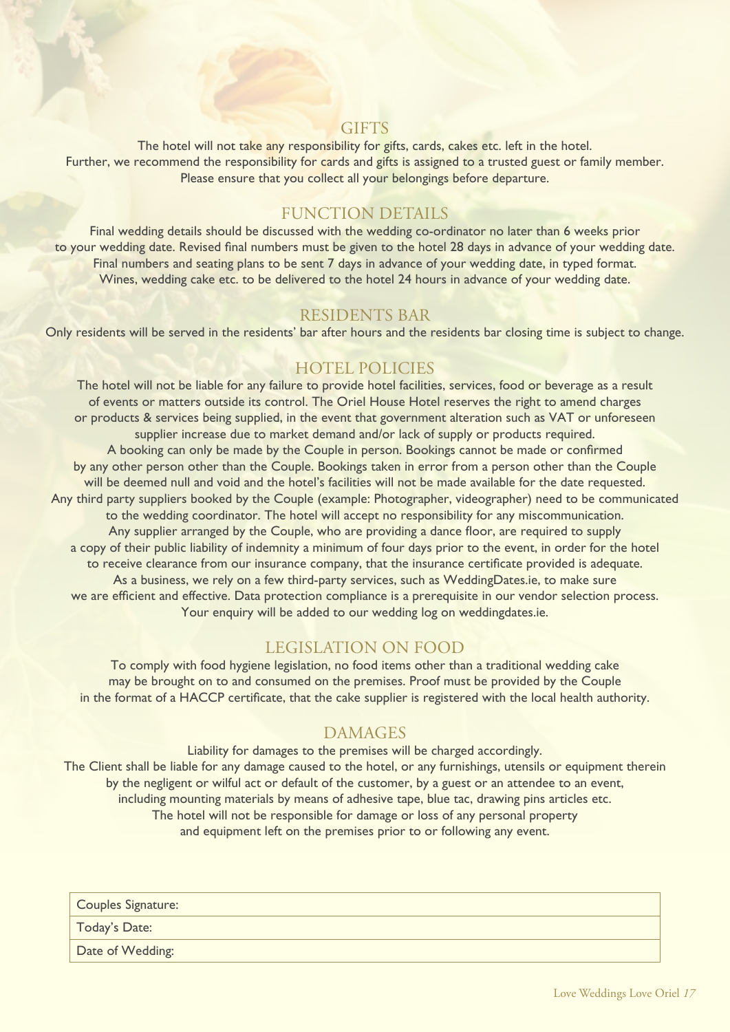## GIFTS

The hotel will not take any responsibility for gifts, cards, cakes etc. left in the hotel.
Further, we recommend the responsibility for cards and gifts is assigned to a trusted guest or family member.
Please ensure that you collect all your belongings before departure.

## FUNCTION DETAILS

Final wedding details should be discussed with the wedding co-ordinator no later than 6 weeks prior to your wedding date. Revised final numbers must be given to the hotel 28 days in advance of your wedding date.
Final numbers and seating plans to be sent 7 days in advance of your wedding date, in typed format.
Wines, wedding cake etc. to be delivered to the hotel 24 hours in advance of your wedding date.

## RESIDENTS BAR

Only residents will be served in the residents' bar after hours and the residents bar closing time is subject to change.

## HOTEL POLICIES

The hotel will not be liable for any failure to provide hotel facilities, services, food or beverage as a result of events or matters outside its control. The Oriel House Hotel reserves the right to amend charges or products & services being supplied, in the event that government alteration such as VAT or unforeseen supplier increase due to market demand and/or lack of supply or products required.
A booking can only be made by the Couple in person. Bookings cannot be made or confirmed by any other person other than the Couple. Bookings taken in error from a person other than the Couple will be deemed null and void and the hotel's facilities will not be made available for the date requested.
Any third party suppliers booked by the Couple (example: Photographer, videographer) need to be communicated to the wedding coordinator. The hotel will accept no responsibility for any miscommunication.
Any supplier arranged by the Couple, who are providing a dance floor, are required to supply a copy of their public liability of indemnity a minimum of four days prior to the event, in order for the hotel to receive clearance from our insurance company, that the insurance certificate provided is adequate.
As a business, we rely on a few third-party services, such as WeddingDates.ie, to make sure we are efficient and effective. Data protection compliance is a prerequisite in our vendor selection process.
Your enquiry will be added to our wedding log on weddingdates.ie.

## LEGISLATION ON FOOD

To comply with food hygiene legislation, no food items other than a traditional wedding cake may be brought on to and consumed on the premises. Proof must be provided by the Couple in the format of a HACCP certificate, that the cake supplier is registered with the local health authority.

## DAMAGES

Liability for damages to the premises will be charged accordingly.
The Client shall be liable for any damage caused to the hotel, or any furnishings, utensils or equipment therein by the negligent or wilful act or default of the customer, by a guest or an attendee to an event, including mounting materials by means of adhesive tape, blue tac, drawing pins articles etc.
The hotel will not be responsible for damage or loss of any personal property and equipment left on the premises prior to or following any event.

| Couples Signature: |
|---|
| Today's Date: |
| Date of Wedding: |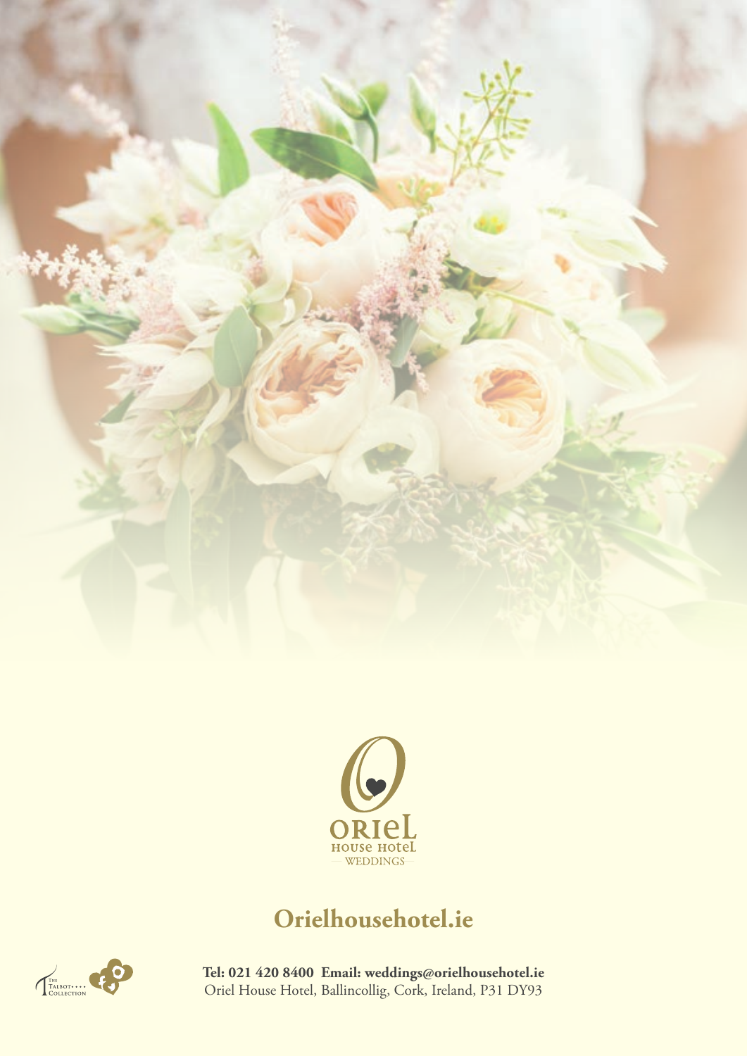ORIEL HOUSE HOTEL WEDDINGS

## Orielhousehotel.ie

**Tel: 021 420 8400 Email: weddings@orielhousehotel.ie**
Oriel House Hotel, Ballincollig, Cork, Ireland, P31 DY93